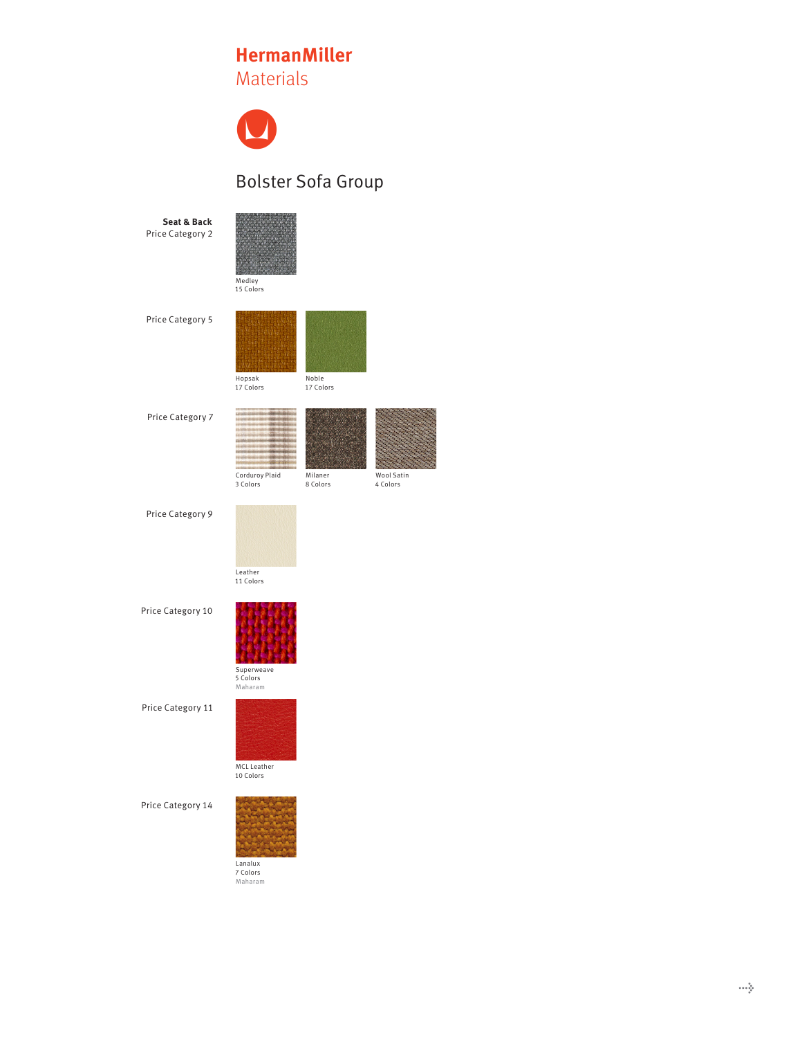# HermanMiller
## Materials

## Bolster Sofa Group

**Seat & Back**
Price Category 2

Medley
15 Colors

Price Category 5

Hopsak
17 Colors

Noble
17 Colors

Price Category 7

Corduroy Plaid
3 Colors

Milaner
8 Colors

Wool Satin
4 Colors

Price Category 9

Leather
11 Colors

Price Category 10

Superweave
5 Colors
Maharam

Price Category 11

MCL Leather
10 Colors

Price Category 14

Lanalux
7 Colors
Maharam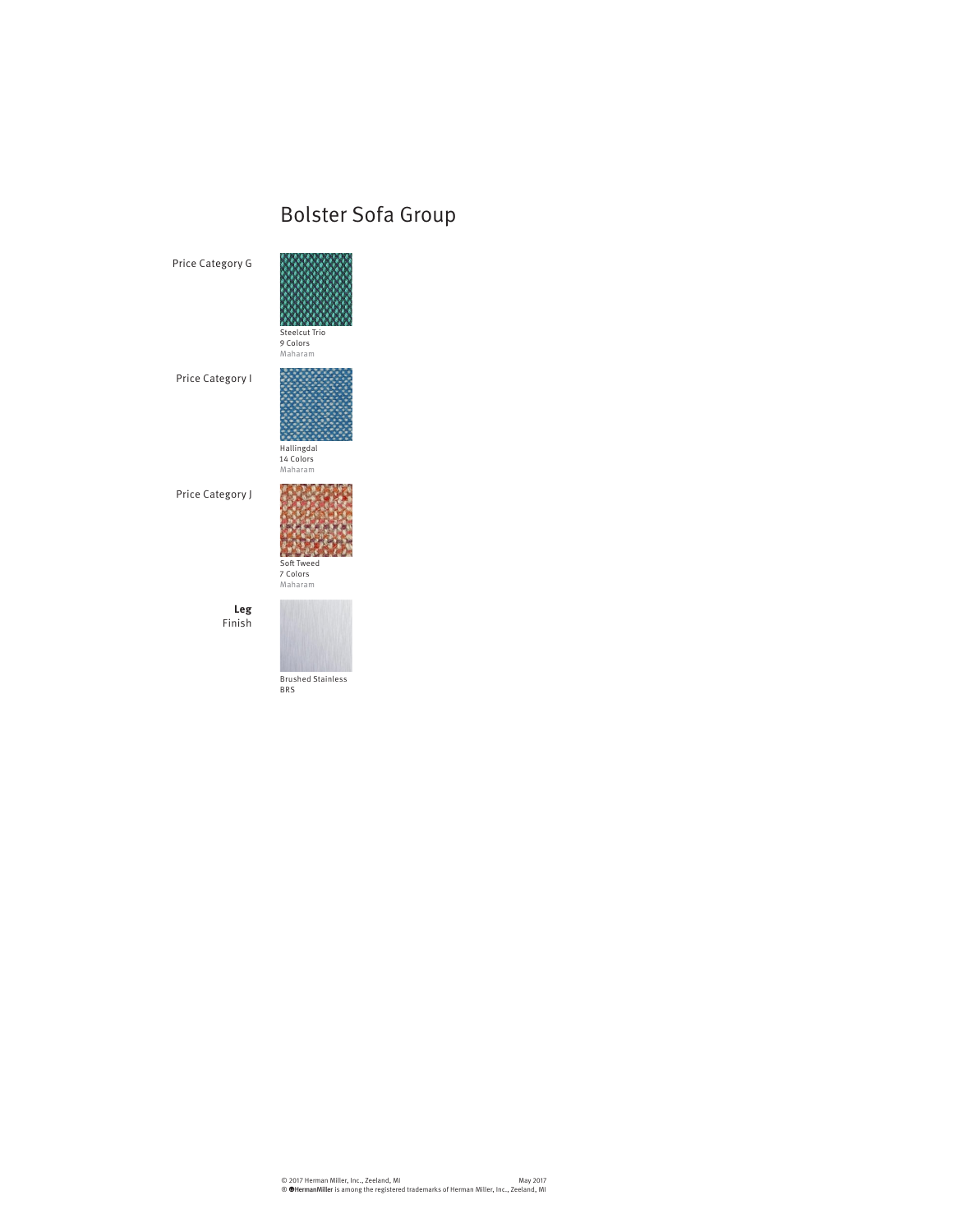# Bolster Sofa Group

Price Category G

Steelcut Trio
9 Colors
Maharam

Price Category I

Hallingdal
14 Colors
Maharam

Price Category J

Soft Tweed
7 Colors
Maharam

**Leg**
Finish

Brushed Stainless
BRS

© 2017 Herman Miller, Inc., Zeeland, MI May 2017
® HermanMiller is among the registered trademarks of Herman Miller, Inc., Zeeland, MI